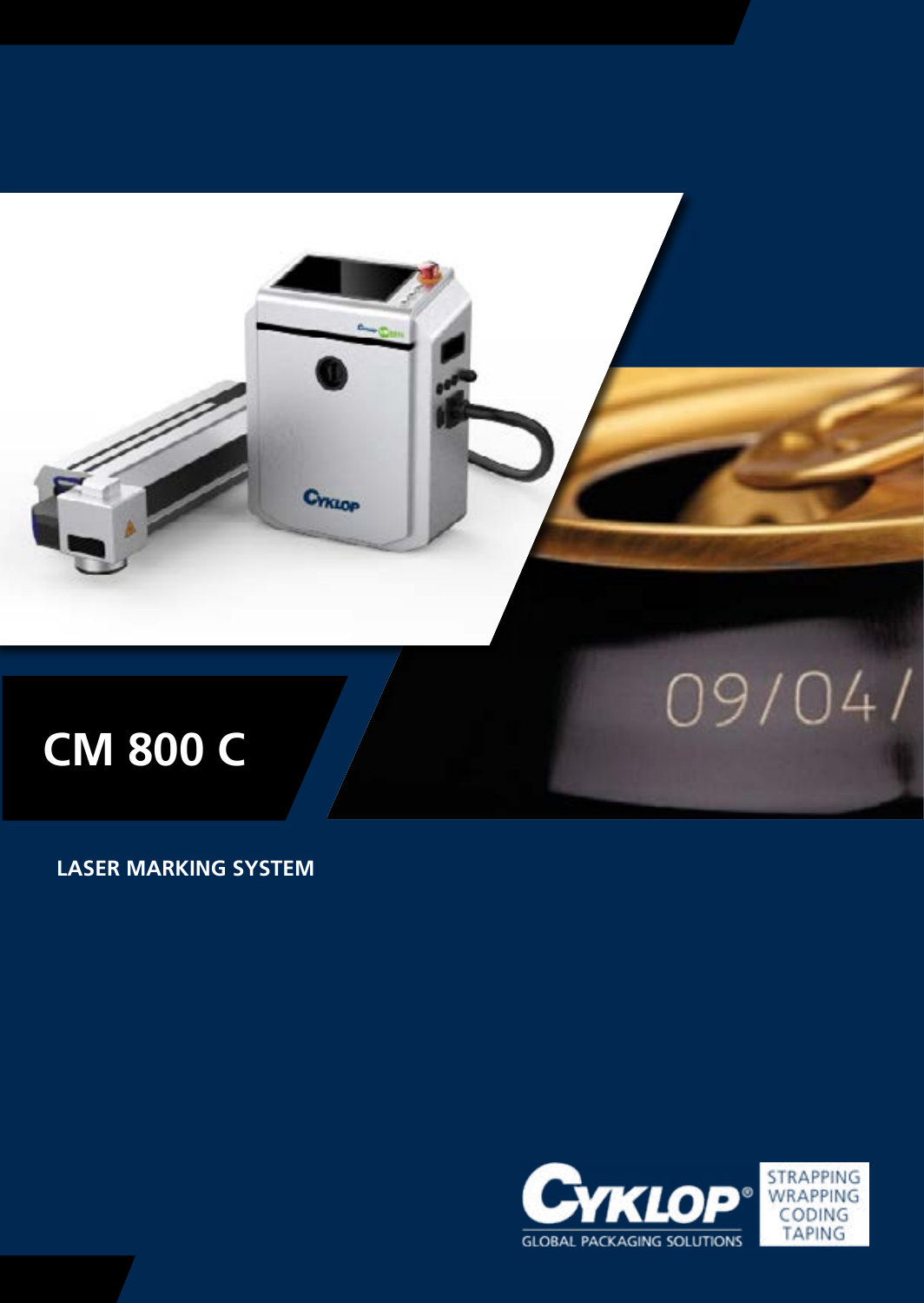# CM 800 C

**LASER MARKING SYSTEM**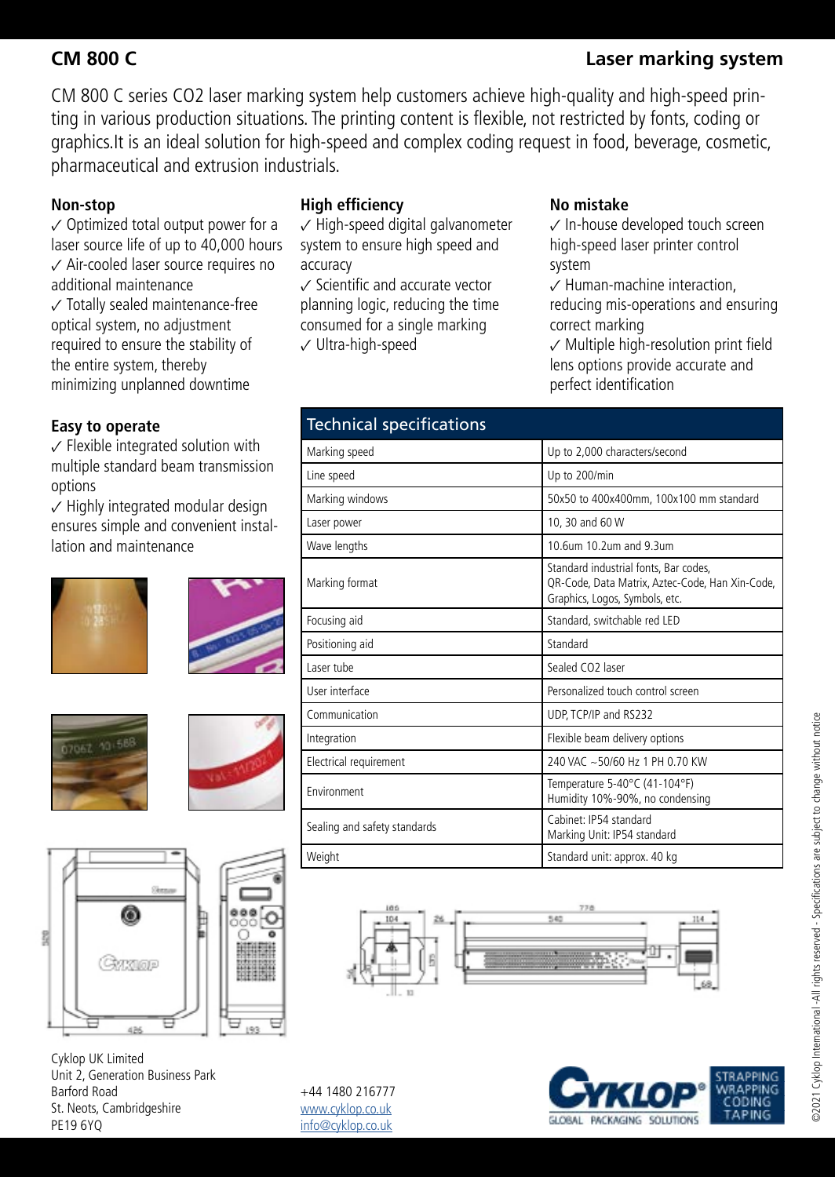# CM 800 C

## Laser marking system

CM 800 C series $CO_2$ laser marking system help customers achieve high-quality and high-speed printing in various production situations. The printing content is flexible, not restricted by fonts, coding or graphics.It is an ideal solution for high-speed and complex coding request in food, beverage, cosmetic, pharmaceutical and extrusion industrials.

### Non-stop

✓ Optimized total output power for a laser source life of up to 40,000 hours
✓ Air-cooled laser source requires no additional maintenance
✓ Totally sealed maintenance-free optical system, no adjustment required to ensure the stability of the entire system, thereby minimizing unplanned downtime

### High efficiency

✓ High-speed digital galvanometer system to ensure high speed and accuracy
✓ Scientific and accurate vector planning logic, reducing the time consumed for a single marking
✓ Ultra-high-speed

### No mistake

✓ In-house developed touch screen high-speed laser printer control system
✓ Human-machine interaction, reducing mis-operations and ensuring correct marking
✓ Multiple high-resolution print field lens options provide accurate and perfect identification

### Easy to operate

✓ Flexible integrated solution with multiple standard beam transmission options
✓ Highly integrated modular design ensures simple and convenient installation and maintenance

### Technical specifications

| | |
|---|---|
| Marking speed | Up to 2,000 characters/second |
| Line speed | Up to 200/min |
| Marking windows | 50x50 to 400x400mm, 100x100 mm standard |
| Laser power | 10, 30 and 60 W |
| Wave lengths | 10.6um 10.2um and 9.3um |
| Marking format | Standard industrial fonts, Bar codes, QR-Code, Data Matrix, Aztec-Code, Han Xin-Code, Graphics, Logos, Symbols, etc. |
| Focusing aid | Standard, switchable red LED |
| Positioning aid | Standard |
| Laser tube | Sealed $CO_2$ laser |
| User interface | Personalized touch control screen |
| Communication | UDP, TCP/IP and RS232 |
| Integration | Flexible beam delivery options |
| Electrical requirement | 240 VAC ~50/60 Hz 1 PH 0.70 KW |
| Environment | Temperature 5-40°C (41-104°F) Humidity 10%-90%, no condensing |
| Sealing and safety standards | Cabinet: IP54 standard Marking Unit: IP54 standard |
| Weight | Standard unit: approx. 40 kg |

Cyklop UK Limited
Unit 2, Generation Business Park
Barford Road
St. Neots, Cambridgeshire
PE19 6YQ

+44 1480 216777
www.cyklop.co.uk
info@cyklop.co.uk

©2021 Cyklop International -All rights reserved - Specifications are subject to change without notice